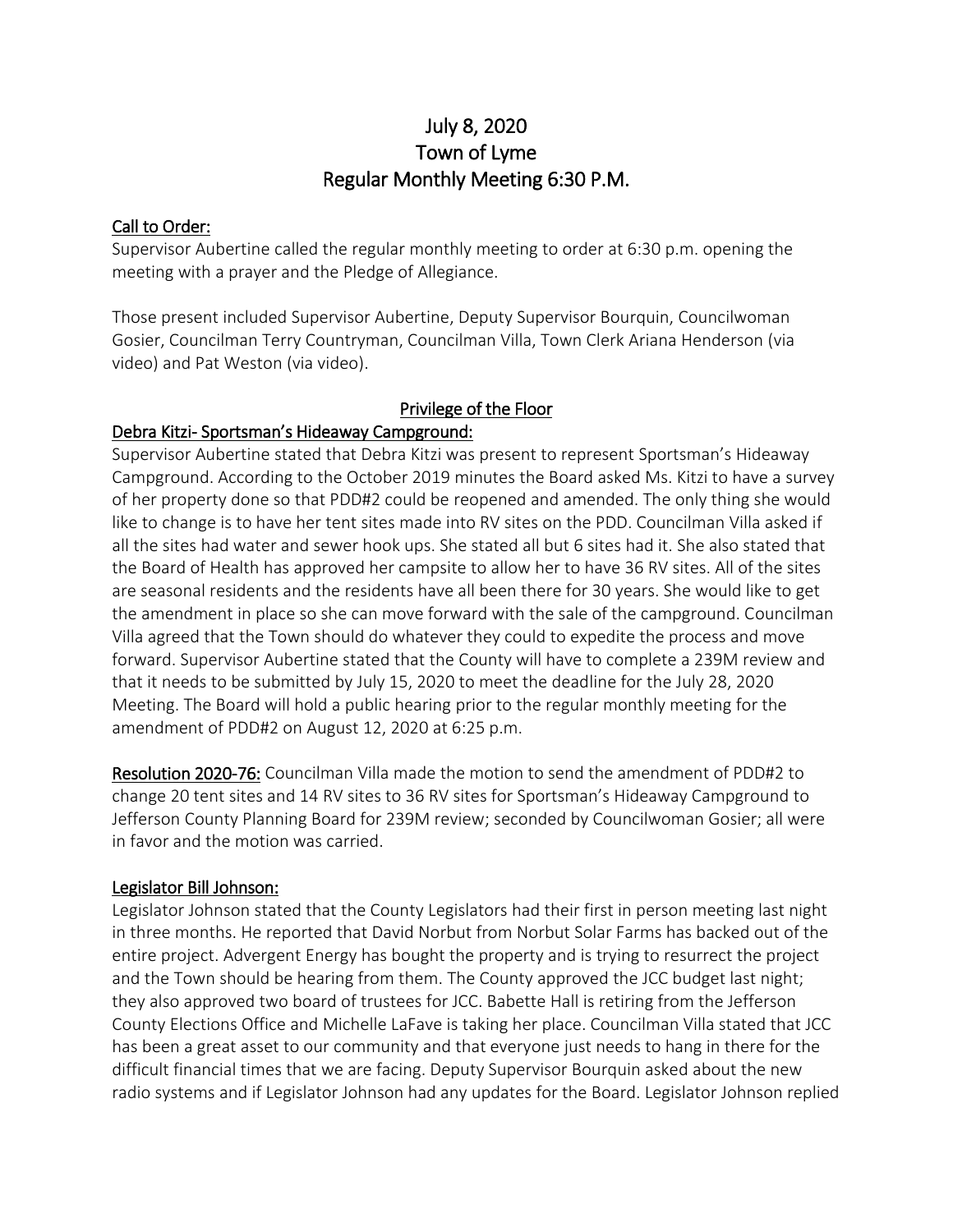# July 8, 2020
# Town of Lyme
# Regular Monthly Meeting 6:30 P.M.

## Call to Order:

Supervisor Aubertine called the regular monthly meeting to order at 6:30 p.m. opening the meeting with a prayer and the Pledge of Allegiance.

Those present included Supervisor Aubertine, Deputy Supervisor Bourquin, Councilwoman Gosier, Councilman Terry Countryman, Councilman Villa, Town Clerk Ariana Henderson (via video) and Pat Weston (via video).

## Privilege of the Floor

### Debra Kitzi- Sportsman's Hideaway Campground:

Supervisor Aubertine stated that Debra Kitzi was present to represent Sportsman's Hideaway Campground. According to the October 2019 minutes the Board asked Ms. Kitzi to have a survey of her property done so that PDD#2 could be reopened and amended. The only thing she would like to change is to have her tent sites made into RV sites on the PDD. Councilman Villa asked if all the sites had water and sewer hook ups. She stated all but 6 sites had it. She also stated that the Board of Health has approved her campsite to allow her to have 36 RV sites. All of the sites are seasonal residents and the residents have all been there for 30 years. She would like to get the amendment in place so she can move forward with the sale of the campground. Councilman Villa agreed that the Town should do whatever they could to expedite the process and move forward. Supervisor Aubertine stated that the County will have to complete a 239M review and that it needs to be submitted by July 15, 2020 to meet the deadline for the July 28, 2020 Meeting. The Board will hold a public hearing prior to the regular monthly meeting for the amendment of PDD#2 on August 12, 2020 at 6:25 p.m.

**Resolution 2020-76:** Councilman Villa made the motion to send the amendment of PDD#2 to change 20 tent sites and 14 RV sites to 36 RV sites for Sportsman's Hideaway Campground to Jefferson County Planning Board for 239M review; seconded by Councilwoman Gosier; all were in favor and the motion was carried.

### Legislator Bill Johnson:

Legislator Johnson stated that the County Legislators had their first in person meeting last night in three months. He reported that David Norbut from Norbut Solar Farms has backed out of the entire project. Advergent Energy has bought the property and is trying to resurrect the project and the Town should be hearing from them. The County approved the JCC budget last night; they also approved two board of trustees for JCC. Babette Hall is retiring from the Jefferson County Elections Office and Michelle LaFave is taking her place. Councilman Villa stated that JCC has been a great asset to our community and that everyone just needs to hang in there for the difficult financial times that we are facing. Deputy Supervisor Bourquin asked about the new radio systems and if Legislator Johnson had any updates for the Board. Legislator Johnson replied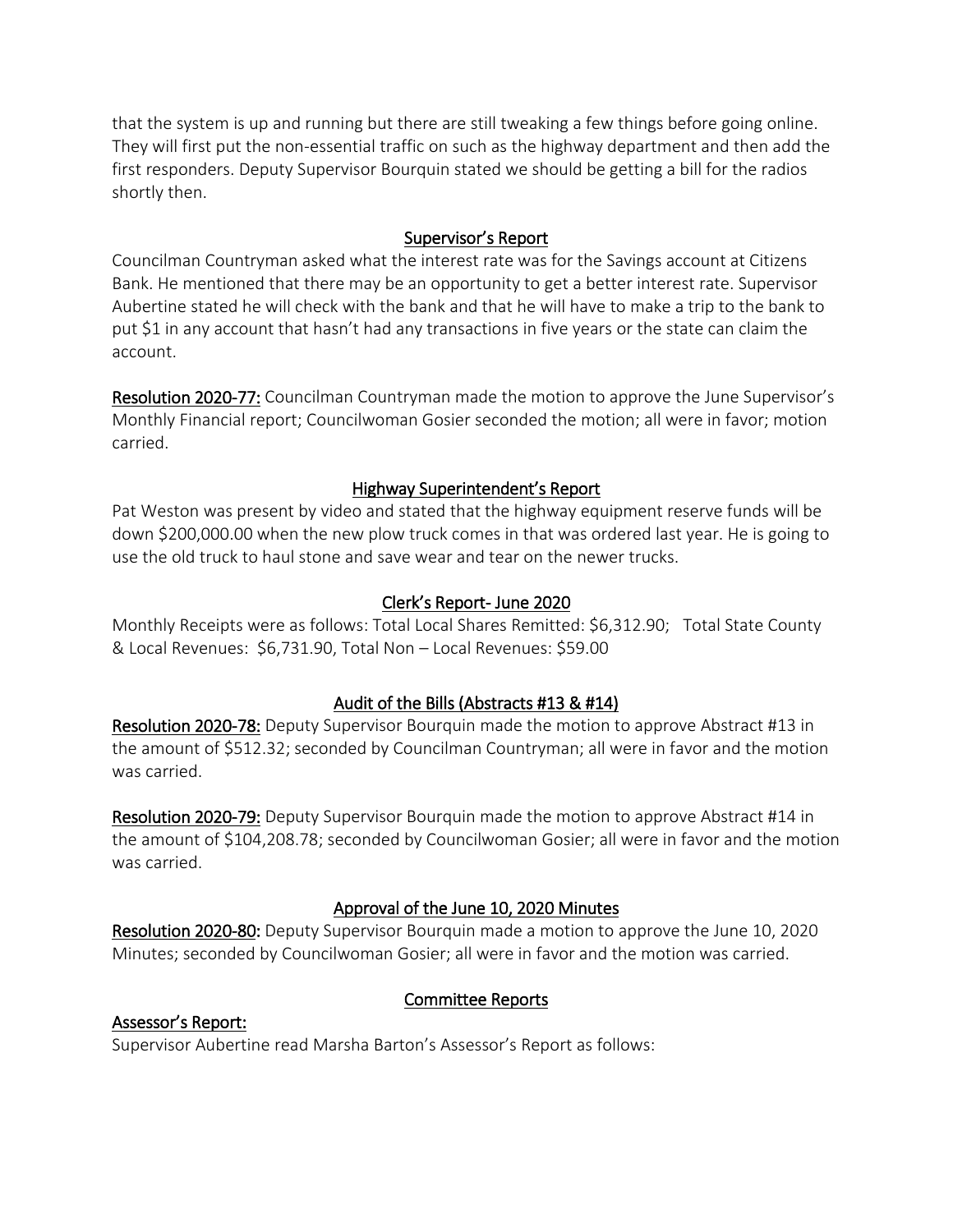that the system is up and running but there are still tweaking a few things before going online. They will first put the non-essential traffic on such as the highway department and then add the first responders. Deputy Supervisor Bourquin stated we should be getting a bill for the radios shortly then.

## Supervisor's Report

Councilman Countryman asked what the interest rate was for the Savings account at Citizens Bank. He mentioned that there may be an opportunity to get a better interest rate. Supervisor Aubertine stated he will check with the bank and that he will have to make a trip to the bank to put $1 in any account that hasn't had any transactions in five years or the state can claim the account.

**Resolution 2020-77:** Councilman Countryman made the motion to approve the June Supervisor's Monthly Financial report; Councilwoman Gosier seconded the motion; all were in favor; motion carried.

## Highway Superintendent's Report

Pat Weston was present by video and stated that the highway equipment reserve funds will be down $200,000.00 when the new plow truck comes in that was ordered last year. He is going to use the old truck to haul stone and save wear and tear on the newer trucks.

## Clerk's Report- June 2020

Monthly Receipts were as follows: Total Local Shares Remitted: $6,312.90; Total State County & Local Revenues: $6,731.90, Total Non – Local Revenues: $59.00

## Audit of the Bills (Abstracts #13 & #14)

**Resolution 2020-78:** Deputy Supervisor Bourquin made the motion to approve Abstract #13 in the amount of $512.32; seconded by Councilman Countryman; all were in favor and the motion was carried.

**Resolution 2020-79:** Deputy Supervisor Bourquin made the motion to approve Abstract #14 in the amount of $104,208.78; seconded by Councilwoman Gosier; all were in favor and the motion was carried.

## Approval of the June 10, 2020 Minutes

**Resolution 2020-80:** Deputy Supervisor Bourquin made a motion to approve the June 10, 2020 Minutes; seconded by Councilwoman Gosier; all were in favor and the motion was carried.

## Committee Reports

### Assessor's Report:

Supervisor Aubertine read Marsha Barton's Assessor's Report as follows: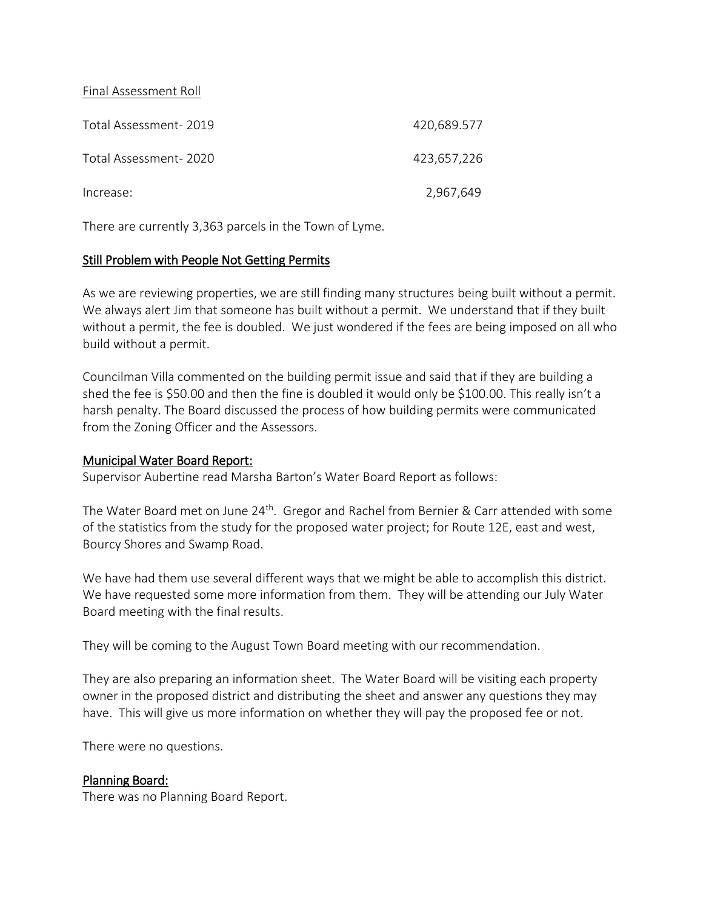Final Assessment Roll

| | |
|---|---|
| Total Assessment- 2019 | 420,689.577 |
| Total Assessment- 2020 | 423,657,226 |
| Increase: | 2,967,649 |

There are currently 3,363 parcels in the Town of Lyme.

## Still Problem with People Not Getting Permits

As we are reviewing properties, we are still finding many structures being built without a permit. We always alert Jim that someone has built without a permit. We understand that if they built without a permit, the fee is doubled. We just wondered if the fees are being imposed on all who build without a permit.

Councilman Villa commented on the building permit issue and said that if they are building a shed the fee is $50.00 and then the fine is doubled it would only be $100.00. This really isn't a harsh penalty. The Board discussed the process of how building permits were communicated from the Zoning Officer and the Assessors.

## Municipal Water Board Report:

Supervisor Aubertine read Marsha Barton's Water Board Report as follows:

The Water Board met on June 24th. Gregor and Rachel from Bernier & Carr attended with some of the statistics from the study for the proposed water project; for Route 12E, east and west, Bourcy Shores and Swamp Road.

We have had them use several different ways that we might be able to accomplish this district. We have requested some more information from them. They will be attending our July Water Board meeting with the final results.

They will be coming to the August Town Board meeting with our recommendation.

They are also preparing an information sheet. The Water Board will be visiting each property owner in the proposed district and distributing the sheet and answer any questions they may have. This will give us more information on whether they will pay the proposed fee or not.

There were no questions.

## Planning Board:

There was no Planning Board Report.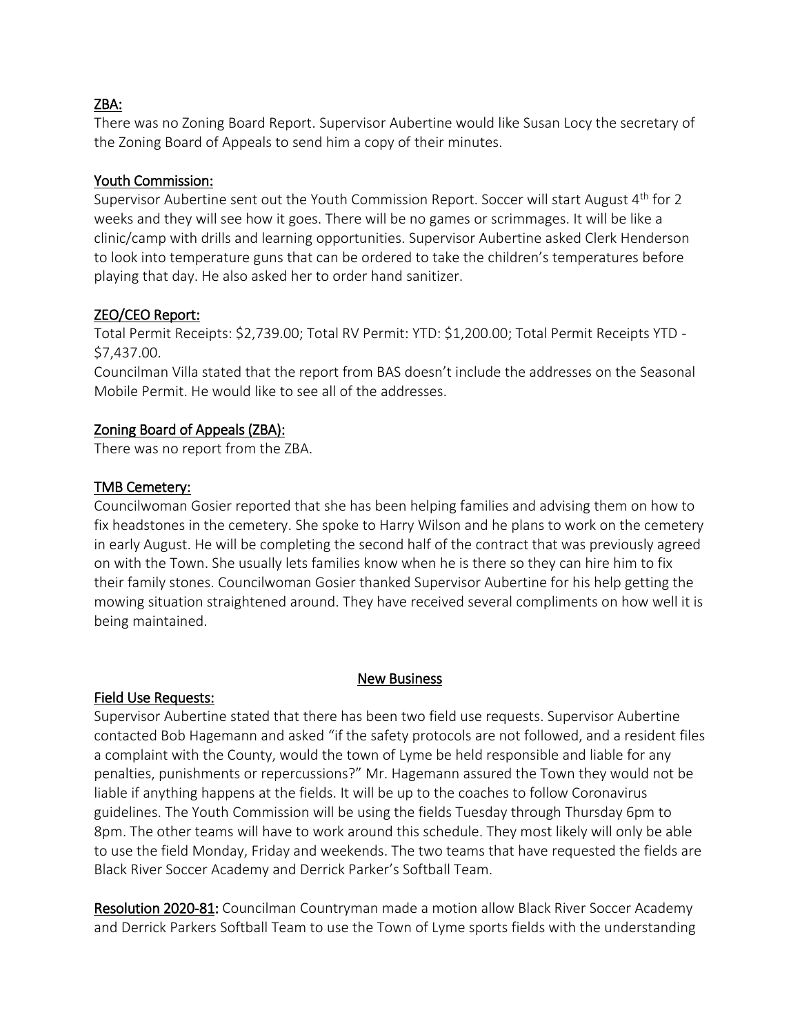## ZBA:

There was no Zoning Board Report. Supervisor Aubertine would like Susan Locy the secretary of the Zoning Board of Appeals to send him a copy of their minutes.

## Youth Commission:

Supervisor Aubertine sent out the Youth Commission Report. Soccer will start August 4th for 2 weeks and they will see how it goes. There will be no games or scrimmages. It will be like a clinic/camp with drills and learning opportunities. Supervisor Aubertine asked Clerk Henderson to look into temperature guns that can be ordered to take the children's temperatures before playing that day. He also asked her to order hand sanitizer.

## ZEO/CEO Report:

Total Permit Receipts: $2,739.00; Total RV Permit: YTD: $1,200.00; Total Permit Receipts YTD - $7,437.00.

Councilman Villa stated that the report from BAS doesn't include the addresses on the Seasonal Mobile Permit. He would like to see all of the addresses.

## Zoning Board of Appeals (ZBA):

There was no report from the ZBA.

## TMB Cemetery:

Councilwoman Gosier reported that she has been helping families and advising them on how to fix headstones in the cemetery. She spoke to Harry Wilson and he plans to work on the cemetery in early August. He will be completing the second half of the contract that was previously agreed on with the Town. She usually lets families know when he is there so they can hire him to fix their family stones. Councilwoman Gosier thanked Supervisor Aubertine for his help getting the mowing situation straightened around. They have received several compliments on how well it is being maintained.

# New Business

## Field Use Requests:

Supervisor Aubertine stated that there has been two field use requests. Supervisor Aubertine contacted Bob Hagemann and asked "if the safety protocols are not followed, and a resident files a complaint with the County, would the town of Lyme be held responsible and liable for any penalties, punishments or repercussions?" Mr. Hagemann assured the Town they would not be liable if anything happens at the fields. It will be up to the coaches to follow Coronavirus guidelines. The Youth Commission will be using the fields Tuesday through Thursday 6pm to 8pm. The other teams will have to work around this schedule. They most likely will only be able to use the field Monday, Friday and weekends. The two teams that have requested the fields are Black River Soccer Academy and Derrick Parker's Softball Team.

**Resolution 2020-81:** Councilman Countryman made a motion allow Black River Soccer Academy and Derrick Parkers Softball Team to use the Town of Lyme sports fields with the understanding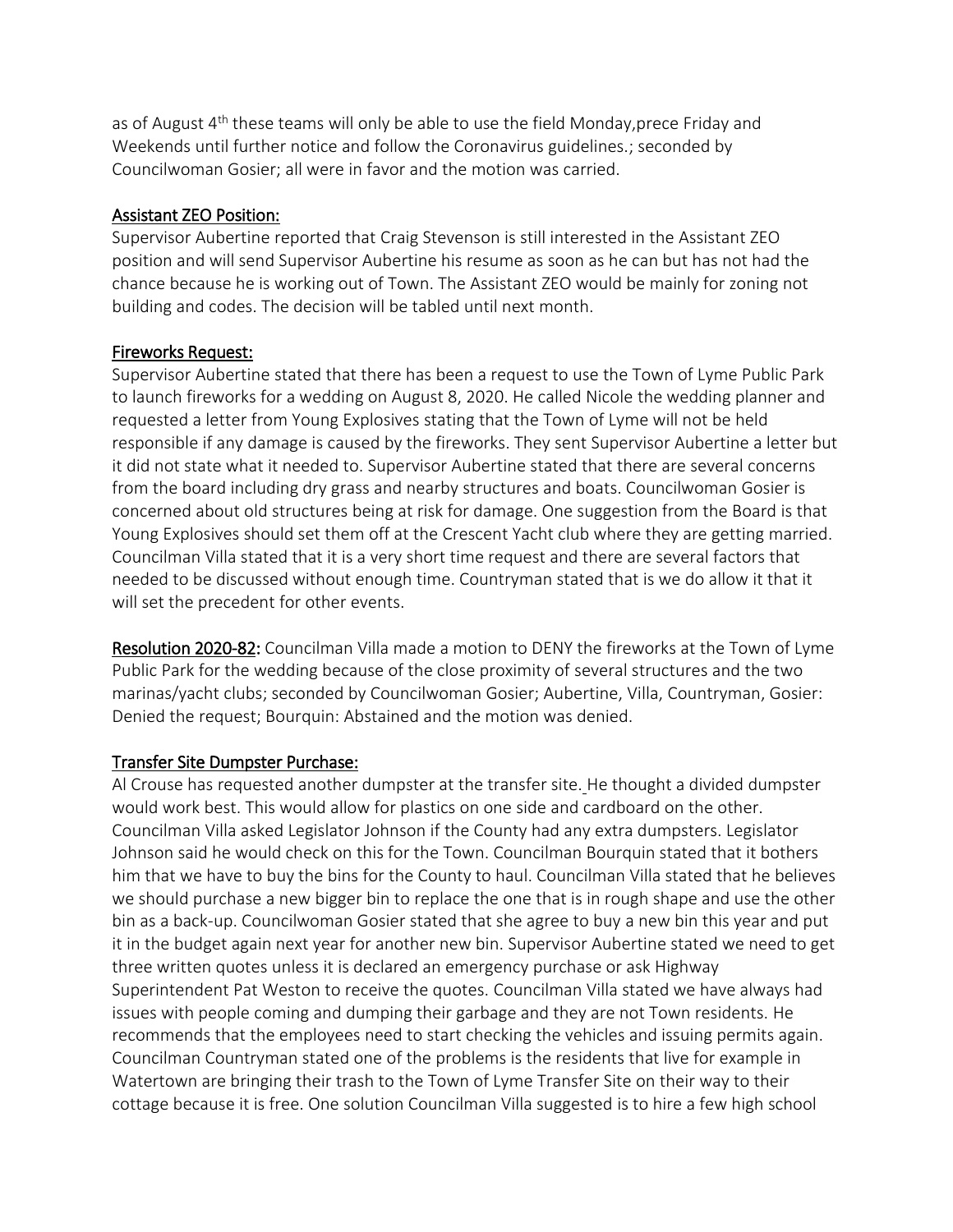as of August 4th these teams will only be able to use the field Monday,prece Friday and Weekends until further notice and follow the Coronavirus guidelines.; seconded by Councilwoman Gosier; all were in favor and the motion was carried.

## Assistant ZEO Position:

Supervisor Aubertine reported that Craig Stevenson is still interested in the Assistant ZEO position and will send Supervisor Aubertine his resume as soon as he can but has not had the chance because he is working out of Town. The Assistant ZEO would be mainly for zoning not building and codes. The decision will be tabled until next month.

## Fireworks Request:

Supervisor Aubertine stated that there has been a request to use the Town of Lyme Public Park to launch fireworks for a wedding on August 8, 2020. He called Nicole the wedding planner and requested a letter from Young Explosives stating that the Town of Lyme will not be held responsible if any damage is caused by the fireworks. They sent Supervisor Aubertine a letter but it did not state what it needed to. Supervisor Aubertine stated that there are several concerns from the board including dry grass and nearby structures and boats. Councilwoman Gosier is concerned about old structures being at risk for damage. One suggestion from the Board is that Young Explosives should set them off at the Crescent Yacht club where they are getting married. Councilman Villa stated that it is a very short time request and there are several factors that needed to be discussed without enough time. Countryman stated that is we do allow it that it will set the precedent for other events.

**Resolution 2020-82:** Councilman Villa made a motion to DENY the fireworks at the Town of Lyme Public Park for the wedding because of the close proximity of several structures and the two marinas/yacht clubs; seconded by Councilwoman Gosier; Aubertine, Villa, Countryman, Gosier: Denied the request; Bourquin: Abstained and the motion was denied.

## Transfer Site Dumpster Purchase:

Al Crouse has requested another dumpster at the transfer site. He thought a divided dumpster would work best. This would allow for plastics on one side and cardboard on the other. Councilman Villa asked Legislator Johnson if the County had any extra dumpsters. Legislator Johnson said he would check on this for the Town. Councilman Bourquin stated that it bothers him that we have to buy the bins for the County to haul. Councilman Villa stated that he believes we should purchase a new bigger bin to replace the one that is in rough shape and use the other bin as a back-up. Councilwoman Gosier stated that she agree to buy a new bin this year and put it in the budget again next year for another new bin. Supervisor Aubertine stated we need to get three written quotes unless it is declared an emergency purchase or ask Highway Superintendent Pat Weston to receive the quotes. Councilman Villa stated we have always had issues with people coming and dumping their garbage and they are not Town residents. He recommends that the employees need to start checking the vehicles and issuing permits again. Councilman Countryman stated one of the problems is the residents that live for example in Watertown are bringing their trash to the Town of Lyme Transfer Site on their way to their cottage because it is free. One solution Councilman Villa suggested is to hire a few high school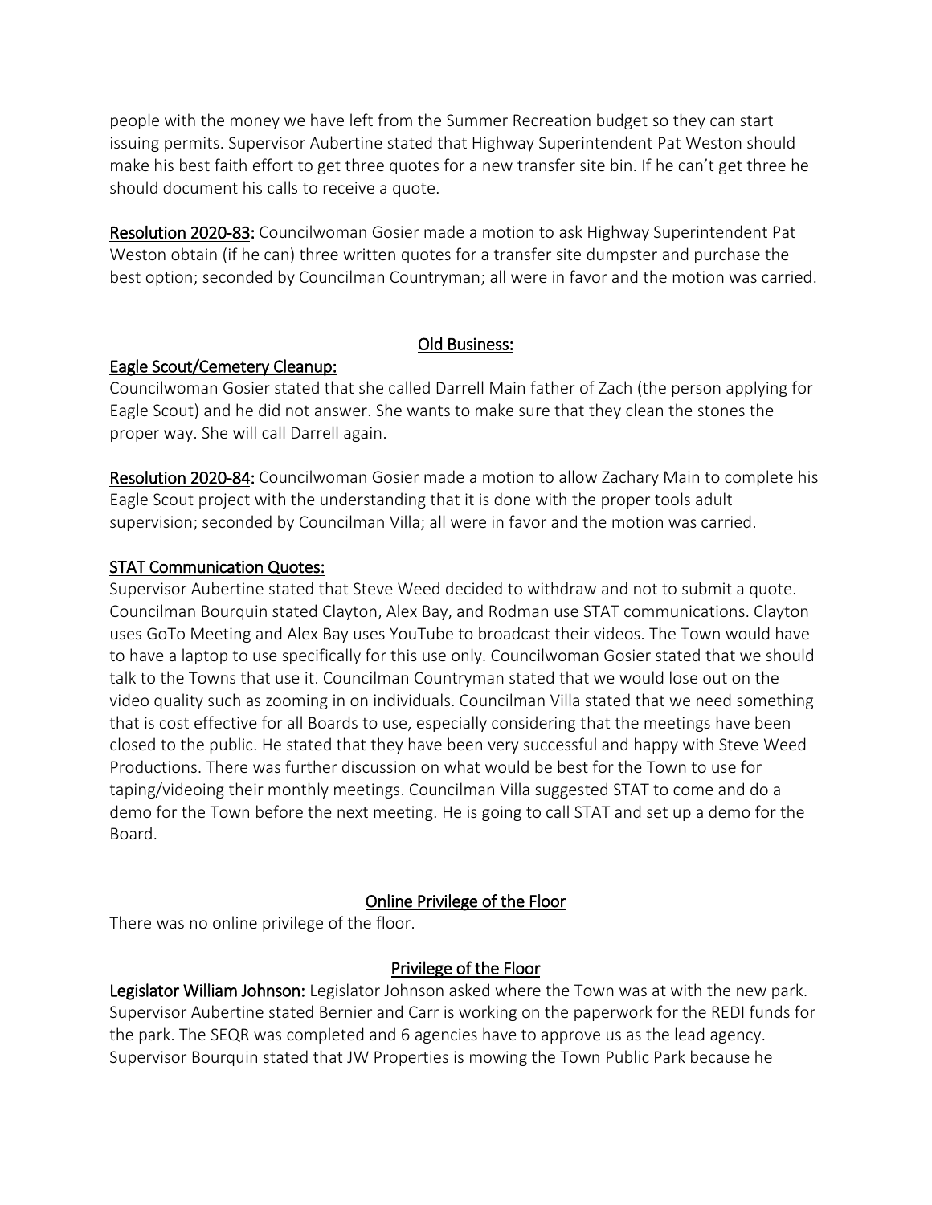people with the money we have left from the Summer Recreation budget so they can start issuing permits. Supervisor Aubertine stated that Highway Superintendent Pat Weston should make his best faith effort to get three quotes for a new transfer site bin. If he can't get three he should document his calls to receive a quote.

**Resolution 2020-83:** Councilwoman Gosier made a motion to ask Highway Superintendent Pat Weston obtain (if he can) three written quotes for a transfer site dumpster and purchase the best option; seconded by Councilman Countryman; all were in favor and the motion was carried.

## Old Business:

### Eagle Scout/Cemetery Cleanup:

Councilwoman Gosier stated that she called Darrell Main father of Zach (the person applying for Eagle Scout) and he did not answer. She wants to make sure that they clean the stones the proper way. She will call Darrell again.

**Resolution 2020-84:** Councilwoman Gosier made a motion to allow Zachary Main to complete his Eagle Scout project with the understanding that it is done with the proper tools adult supervision; seconded by Councilman Villa; all were in favor and the motion was carried.

### STAT Communication Quotes:

Supervisor Aubertine stated that Steve Weed decided to withdraw and not to submit a quote. Councilman Bourquin stated Clayton, Alex Bay, and Rodman use STAT communications. Clayton uses GoTo Meeting and Alex Bay uses YouTube to broadcast their videos. The Town would have to have a laptop to use specifically for this use only. Councilwoman Gosier stated that we should talk to the Towns that use it. Councilman Countryman stated that we would lose out on the video quality such as zooming in on individuals. Councilman Villa stated that we need something that is cost effective for all Boards to use, especially considering that the meetings have been closed to the public. He stated that they have been very successful and happy with Steve Weed Productions. There was further discussion on what would be best for the Town to use for taping/videoing their monthly meetings. Councilman Villa suggested STAT to come and do a demo for the Town before the next meeting. He is going to call STAT and set up a demo for the Board.

## Online Privilege of the Floor

There was no online privilege of the floor.

## Privilege of the Floor

**Legislator William Johnson:** Legislator Johnson asked where the Town was at with the new park. Supervisor Aubertine stated Bernier and Carr is working on the paperwork for the REDI funds for the park. The SEQR was completed and 6 agencies have to approve us as the lead agency. Supervisor Bourquin stated that JW Properties is mowing the Town Public Park because he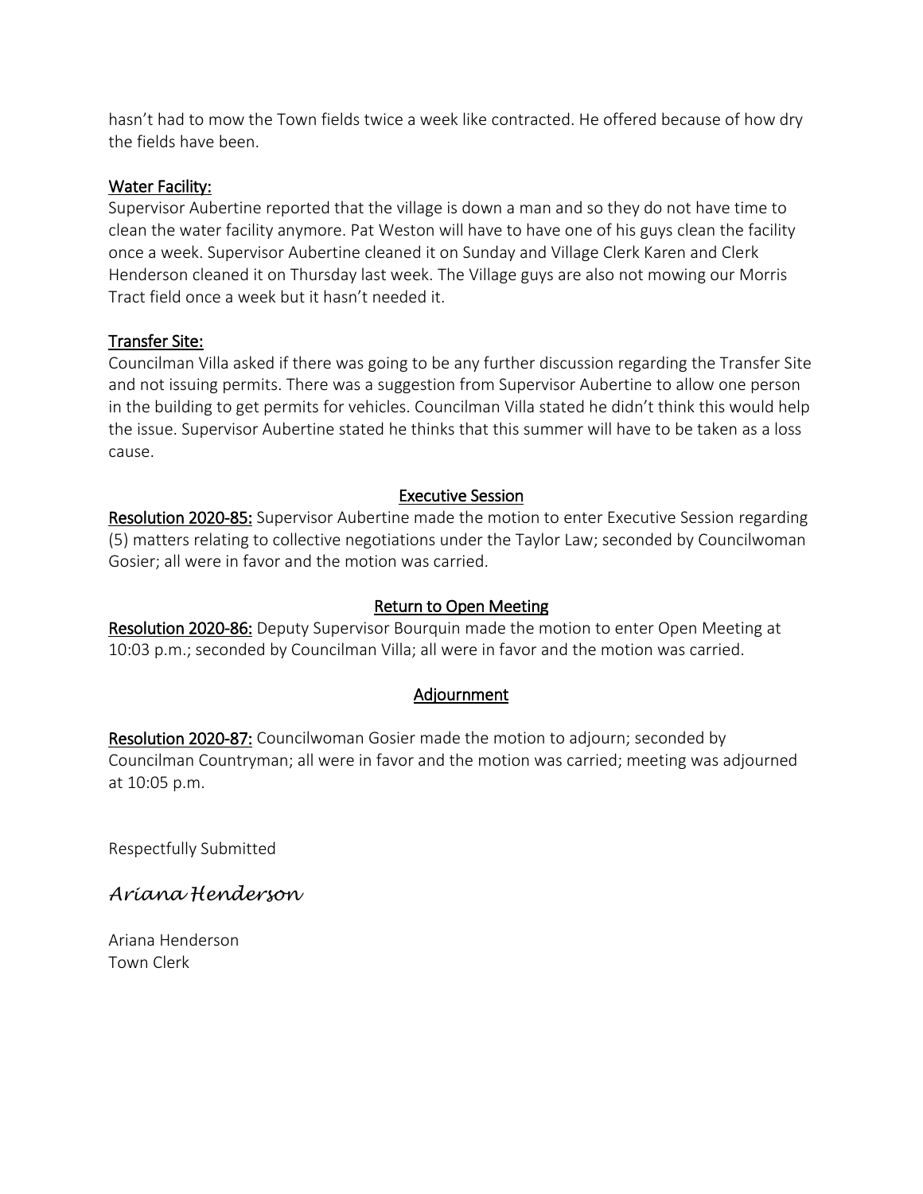hasn't had to mow the Town fields twice a week like contracted. He offered because of how dry the fields have been.

**Water Facility:**
Supervisor Aubertine reported that the village is down a man and so they do not have time to clean the water facility anymore. Pat Weston will have to have one of his guys clean the facility once a week. Supervisor Aubertine cleaned it on Sunday and Village Clerk Karen and Clerk Henderson cleaned it on Thursday last week. The Village guys are also not mowing our Morris Tract field once a week but it hasn't needed it.

**Transfer Site:**
Councilman Villa asked if there was going to be any further discussion regarding the Transfer Site and not issuing permits. There was a suggestion from Supervisor Aubertine to allow one person in the building to get permits for vehicles. Councilman Villa stated he didn't think this would help the issue. Supervisor Aubertine stated he thinks that this summer will have to be taken as a loss cause.

## Executive Session

**Resolution 2020-85:** Supervisor Aubertine made the motion to enter Executive Session regarding (5) matters relating to collective negotiations under the Taylor Law; seconded by Councilwoman Gosier; all were in favor and the motion was carried.

## Return to Open Meeting

**Resolution 2020-86:** Deputy Supervisor Bourquin made the motion to enter Open Meeting at 10:03 p.m.; seconded by Councilman Villa; all were in favor and the motion was carried.

## Adjournment

**Resolution 2020-87:** Councilwoman Gosier made the motion to adjourn; seconded by Councilman Countryman; all were in favor and the motion was carried; meeting was adjourned at 10:05 p.m.

Respectfully Submitted

*Ariana Henderson*

Ariana Henderson
Town Clerk